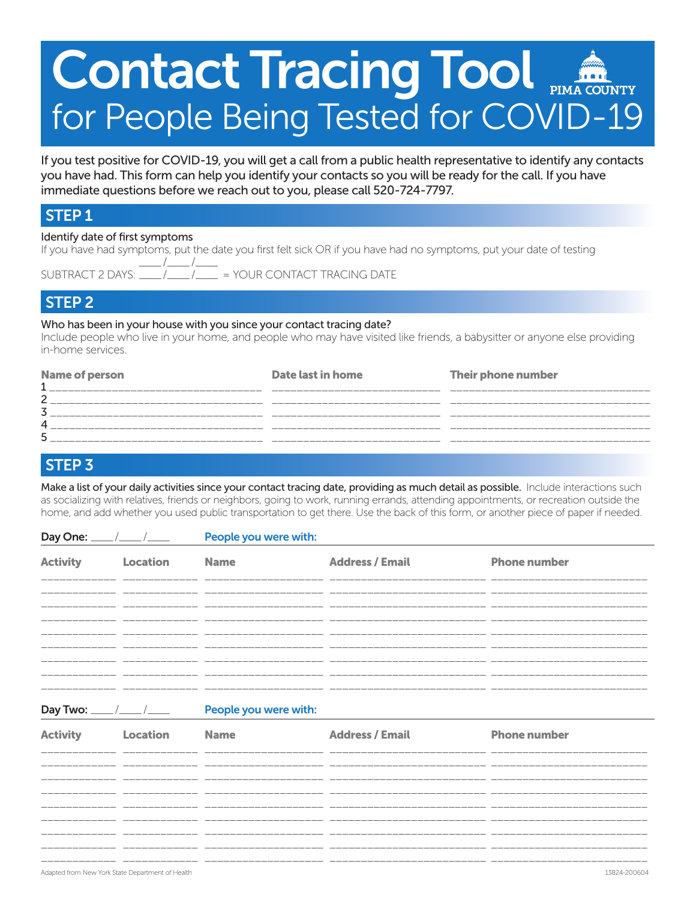# Contact Tracing Tool for People Being Tested for COVID-19

PIMA COUNTY

If you test positive for COVID-19, you will get a call from a public health representative to identify any contacts you have had. This form can help you identify your contacts so you will be ready for the call. If you have immediate questions before we reach out to you, please call 520-724-7797.

## STEP 1

Identify date of first symptoms

If you have had symptoms, put the date you first felt sick OR if you have had no symptoms, put your date of testing

____/____/____

SUBTRACT 2 DAYS: ____/____/____ = YOUR CONTACT TRACING DATE

## STEP 2

Who has been in your house with you since your contact tracing date?

Include people who live in your home, and people who may have visited like friends, a babysitter or anyone else providing in-home services.

| | Name of person | Date last in home | Their phone number |
|---|---|---|---|
| 1 | | | |
| 2 | | | |
| 3 | | | |
| 4 | | | |
| 5 | | | |

## STEP 3

**Make a list of your daily activities since your contact tracing date, providing as much detail as possible.** Include interactions such as socializing with relatives, friends or neighbors, going to work, running errands, attending appointments, or recreation outside the home, and add whether you used public transportation to get there. Use the back of this form, or another piece of paper if needed.

**Day One:** ____/____/____ **People you were with:**

| Activity | Location | Name | Address / Email | Phone number |
|---|---|---|---|---|
| | | | | |
| | | | | |
| | | | | |
| | | | | |
| | | | | |
| | | | | |
| | | | | |
| | | | | |

**Day Two:** ____/____/____ **People you were with:**

| Activity | Location | Name | Address / Email | Phone number |
|---|---|---|---|---|
| | | | | |
| | | | | |
| | | | | |
| | | | | |
| | | | | |
| | | | | |
| | | | | |
| | | | | |

Adapted from New York State Department of Health

13824-200604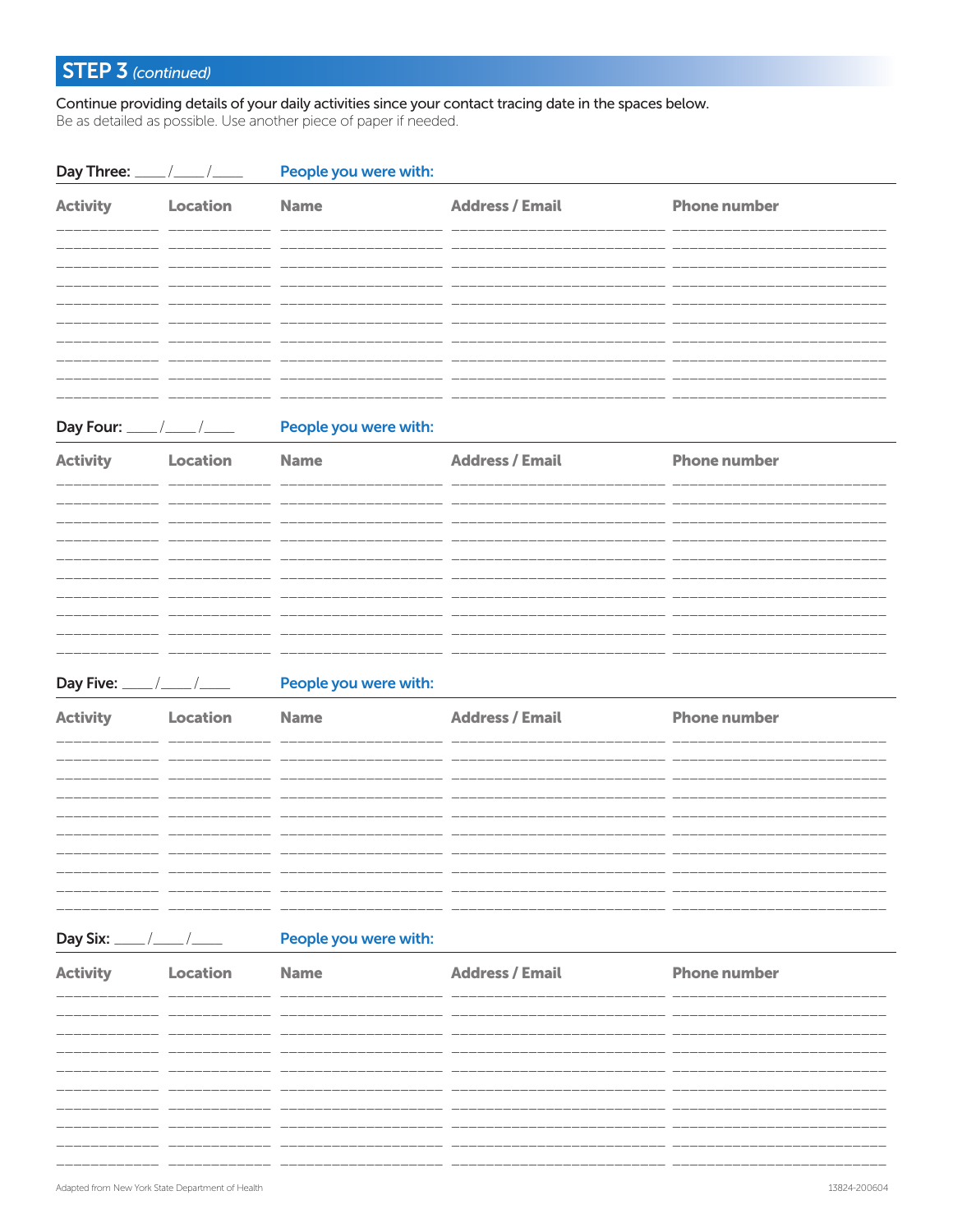## STEP 3 *(continued)*

Continue providing details of your daily activities since your contact tracing date in the spaces below.
Be as detailed as possible. Use another piece of paper if needed.

**Day Three:** ____/____/____ **People you were with:**

| Activity | Location | Name | Address / Email | Phone number |
|---|---|---|---|---|
| | | | | |
| | | | | |
| | | | | |
| | | | | |
| | | | | |
| | | | | |
| | | | | |
| | | | | |
| | | | | |

**Day Four:** ____/____/____ **People you were with:**

| Activity | Location | Name | Address / Email | Phone number |
|---|---|---|---|---|
| | | | | |
| | | | | |
| | | | | |
| | | | | |
| | | | | |
| | | | | |
| | | | | |
| | | | | |
| | | | | |

**Day Five:** ____/____/____ **People you were with:**

| Activity | Location | Name | Address / Email | Phone number |
|---|---|---|---|---|
| | | | | |
| | | | | |
| | | | | |
| | | | | |
| | | | | |
| | | | | |
| | | | | |
| | | | | |
| | | | | |

**Day Six:** ____/____/____ **People you were with:**

| Activity | Location | Name | Address / Email | Phone number |
|---|---|---|---|---|
| | | | | |
| | | | | |
| | | | | |
| | | | | |
| | | | | |
| | | | | |
| | | | | |
| | | | | |
| | | | | |

Adapted from New York State Department of Health

13824-200604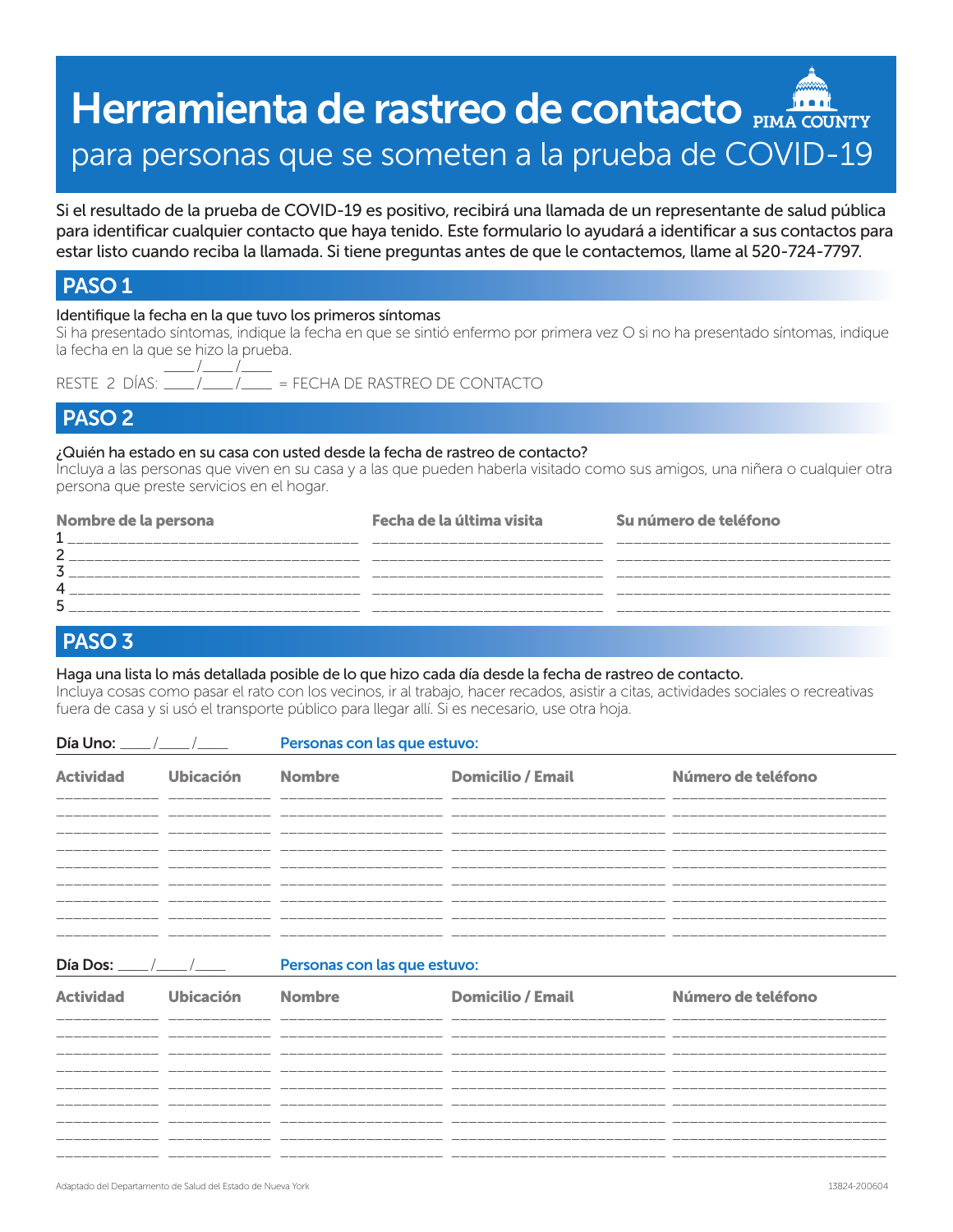# Herramienta de rastreo de contacto

PIMA COUNTY

## para personas que se someten a la prueba de COVID-19

Si el resultado de la prueba de COVID-19 es positivo, recibirá una llamada de un representante de salud pública para identificar cualquier contacto que haya tenido. Este formulario lo ayudará a identificar a sus contactos para estar listo cuando reciba la llamada. Si tiene preguntas antes de que le contactemos, llame al 520-724-7797.

## PASO 1

Identifique la fecha en la que tuvo los primeros síntomas

Si ha presentado síntomas, indique la fecha en que se sintió enfermo por primera vez O si no ha presentado síntomas, indique la fecha en la que se hizo la prueba.

____/____/____

RESTE 2 DÍAS: ____/____/____ = FECHA DE RASTREO DE CONTACTO

## PASO 2

¿Quién ha estado en su casa con usted desde la fecha de rastreo de contacto?

Incluya a las personas que viven en su casa y a las que pueden haberla visitado como sus amigos, una niñera o cualquier otra persona que preste servicios en el hogar.

| | Nombre de la persona | Fecha de la última visita | Su número de teléfono |
|---|---|---|---|
| 1 | | | |
| 2 | | | |
| 3 | | | |
| 4 | | | |
| 5 | | | |

## PASO 3

Haga una lista lo más detallada posible de lo que hizo cada día desde la fecha de rastreo de contacto.

Incluya cosas como pasar el rato con los vecinos, ir al trabajo, hacer recados, asistir a citas, actividades sociales o recreativas fuera de casa y si usó el transporte público para llegar allí. Si es necesario, use otra hoja.

**Día Uno:** ____/____/____ Personas con las que estuvo:

| Actividad | Ubicación | Nombre | Domicilio / Email | Número de teléfono |
|---|---|---|---|---|
| | | | | |
| | | | | |
| | | | | |
| | | | | |
| | | | | |
| | | | | |
| | | | | |
| | | | | |
| | | | | |

**Día Dos:** ____/____/____ Personas con las que estuvo:

| Actividad | Ubicación | Nombre | Domicilio / Email | Número de teléfono |
|---|---|---|---|---|
| | | | | |
| | | | | |
| | | | | |
| | | | | |
| | | | | |
| | | | | |
| | | | | |
| | | | | |
| | | | | |

Adaptado del Departamento de Salud del Estado de Nueva York

13824-200604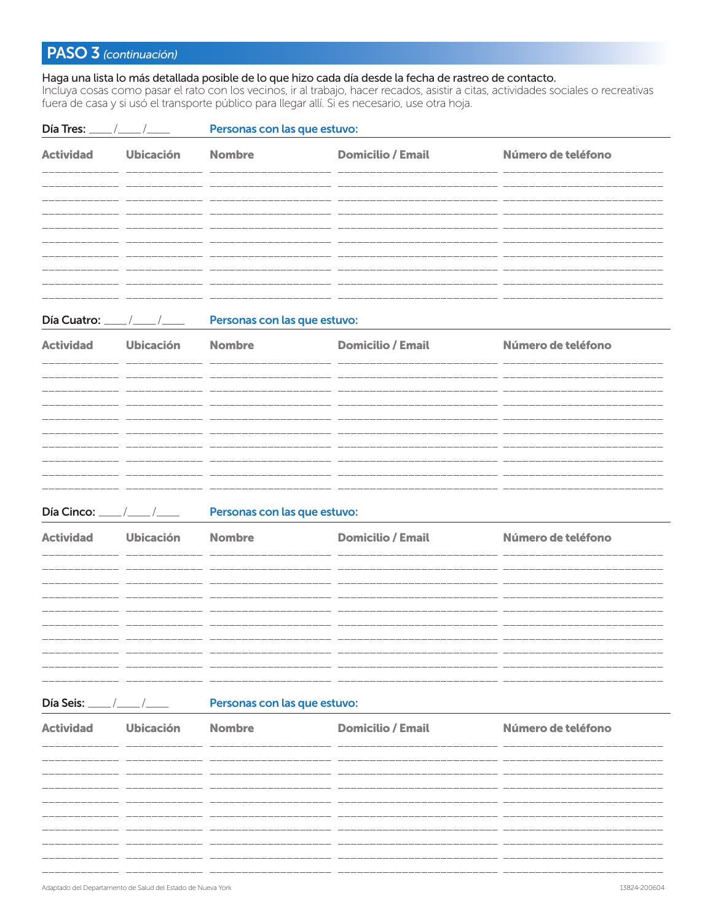## PASO 3 *(continuación)*

Haga una lista lo más detallada posible de lo que hizo cada día desde la fecha de rastreo de contacto.
Incluya cosas como pasar el rato con los vecinos, ir al trabajo, hacer recados, asistir a citas, actividades sociales o recreativas fuera de casa y si usó el transporte público para llegar allí. Si es necesario, use otra hoja.

**Día Tres:** ____/____/____ **Personas con las que estuvo:**

| Actividad | Ubicación | Nombre | Domicilio / Email | Número de teléfono |
|---|---|---|---|---|
| | | | | |
| | | | | |
| | | | | |
| | | | | |
| | | | | |
| | | | | |
| | | | | |
| | | | | |
| | | | | |

**Día Cuatro:** ____/____/____ **Personas con las que estuvo:**

| Actividad | Ubicación | Nombre | Domicilio / Email | Número de teléfono |
|---|---|---|---|---|
| | | | | |
| | | | | |
| | | | | |
| | | | | |
| | | | | |
| | | | | |
| | | | | |
| | | | | |
| | | | | |

**Día Cinco:** ____/____/____ **Personas con las que estuvo:**

| Actividad | Ubicación | Nombre | Domicilio / Email | Número de teléfono |
|---|---|---|---|---|
| | | | | |
| | | | | |
| | | | | |
| | | | | |
| | | | | |
| | | | | |
| | | | | |
| | | | | |
| | | | | |

**Día Seis:** ____/____/____ **Personas con las que estuvo:**

| Actividad | Ubicación | Nombre | Domicilio / Email | Número de teléfono |
|---|---|---|---|---|
| | | | | |
| | | | | |
| | | | | |
| | | | | |
| | | | | |
| | | | | |
| | | | | |
| | | | | |
| | | | | |

Adaptado del Departamento de Salud del Estado de Nueva York

13824-200604